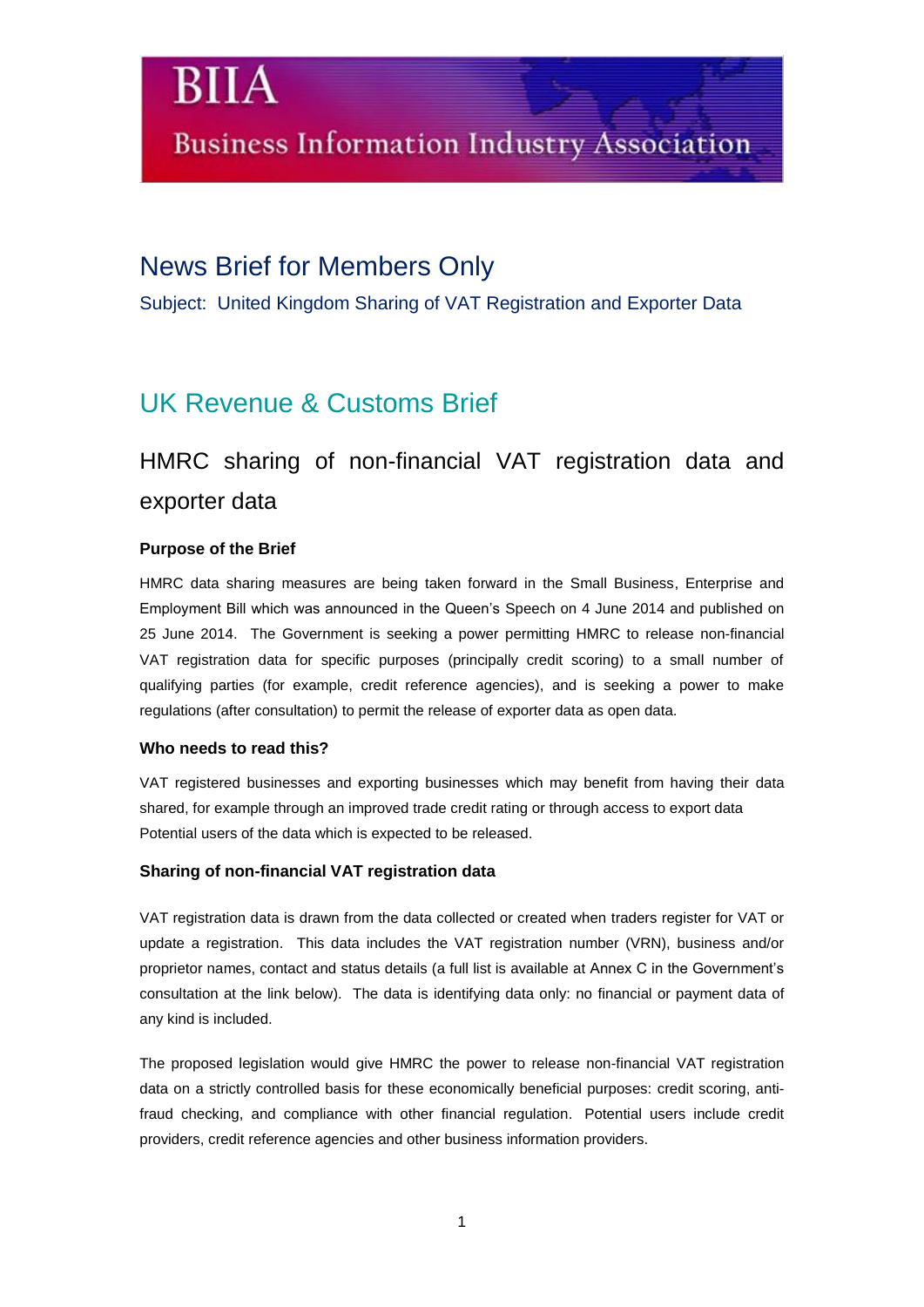# BIIA

## Business Information Industry Association

# News Brief for Members Only

Subject: United Kingdom Sharing of VAT Registration and Exporter Data

## UK Revenue & Customs Brief

## HMRC sharing of non-financial VAT registration data and exporter data

### Purpose of the Brief

HMRC data sharing measures are being taken forward in the Small Business, Enterprise and Employment Bill which was announced in the Queen's Speech on 4 June 2014 and published on 25 June 2014. The Government is seeking a power permitting HMRC to release non-financial VAT registration data for specific purposes (principally credit scoring) to a small number of qualifying parties (for example, credit reference agencies), and is seeking a power to make regulations (after consultation) to permit the release of exporter data as open data.

### Who needs to read this?

VAT registered businesses and exporting businesses which may benefit from having their data shared, for example through an improved trade credit rating or through access to export data Potential users of the data which is expected to be released.

### Sharing of non-financial VAT registration data

VAT registration data is drawn from the data collected or created when traders register for VAT or update a registration. This data includes the VAT registration number (VRN), business and/or proprietor names, contact and status details (a full list is available at Annex C in the Government's consultation at the link below). The data is identifying data only: no financial or payment data of any kind is included.

The proposed legislation would give HMRC the power to release non-financial VAT registration data on a strictly controlled basis for these economically beneficial purposes: credit scoring, anti-fraud checking, and compliance with other financial regulation. Potential users include credit providers, credit reference agencies and other business information providers.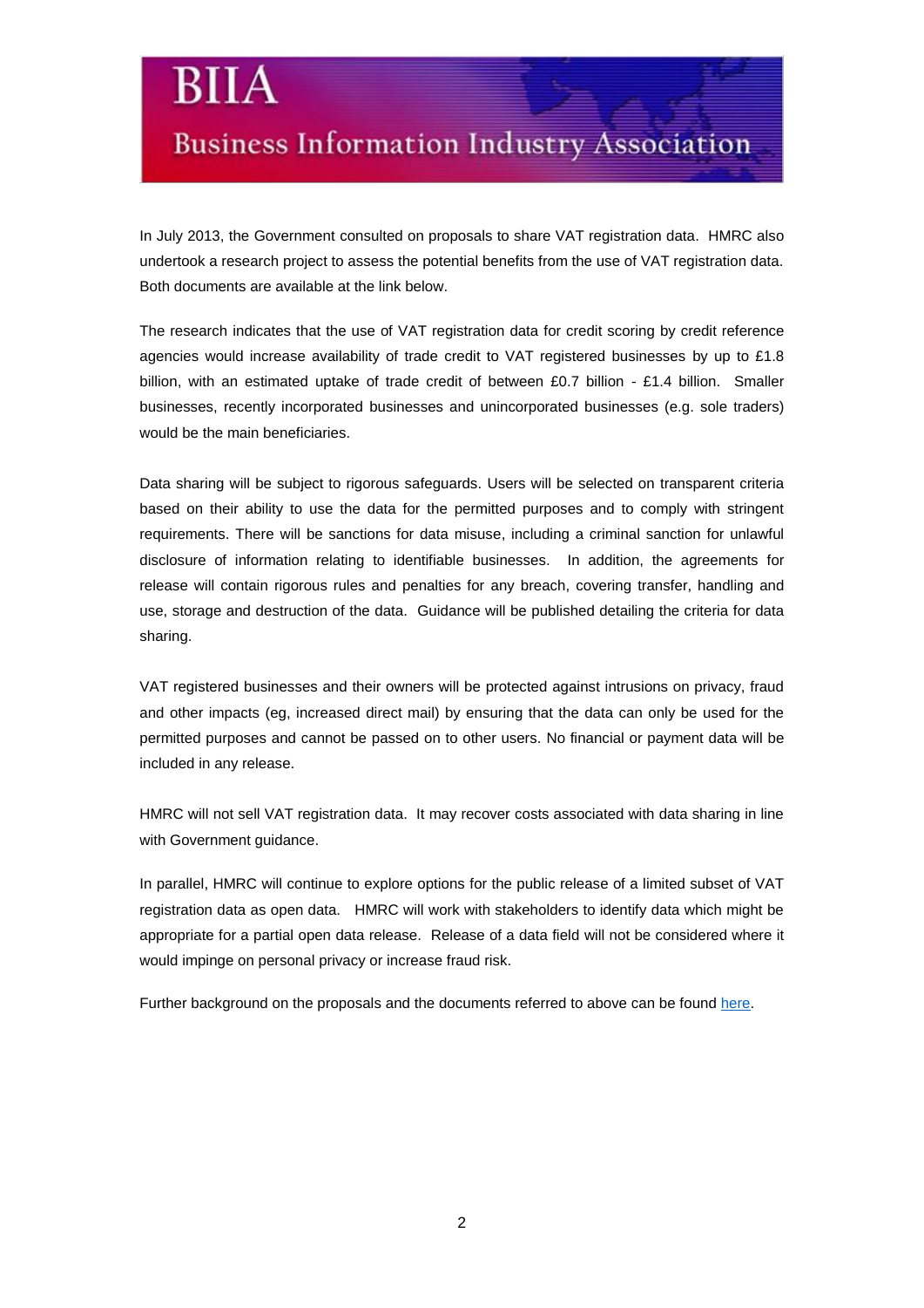# BIIA

## Business Information Industry Association

In July 2013, the Government consulted on proposals to share VAT registration data. HMRC also undertook a research project to assess the potential benefits from the use of VAT registration data. Both documents are available at the link below.

The research indicates that the use of VAT registration data for credit scoring by credit reference agencies would increase availability of trade credit to VAT registered businesses by up to £1.8 billion, with an estimated uptake of trade credit of between £0.7 billion - £1.4 billion. Smaller businesses, recently incorporated businesses and unincorporated businesses (e.g. sole traders) would be the main beneficiaries.

Data sharing will be subject to rigorous safeguards. Users will be selected on transparent criteria based on their ability to use the data for the permitted purposes and to comply with stringent requirements. There will be sanctions for data misuse, including a criminal sanction for unlawful disclosure of information relating to identifiable businesses. In addition, the agreements for release will contain rigorous rules and penalties for any breach, covering transfer, handling and use, storage and destruction of the data. Guidance will be published detailing the criteria for data sharing.

VAT registered businesses and their owners will be protected against intrusions on privacy, fraud and other impacts (eg, increased direct mail) by ensuring that the data can only be used for the permitted purposes and cannot be passed on to other users. No financial or payment data will be included in any release.

HMRC will not sell VAT registration data. It may recover costs associated with data sharing in line with Government guidance.

In parallel, HMRC will continue to explore options for the public release of a limited subset of VAT registration data as open data. HMRC will work with stakeholders to identify data which might be appropriate for a partial open data release. Release of a data field will not be considered where it would impinge on personal privacy or increase fraud risk.

Further background on the proposals and the documents referred to above can be found here.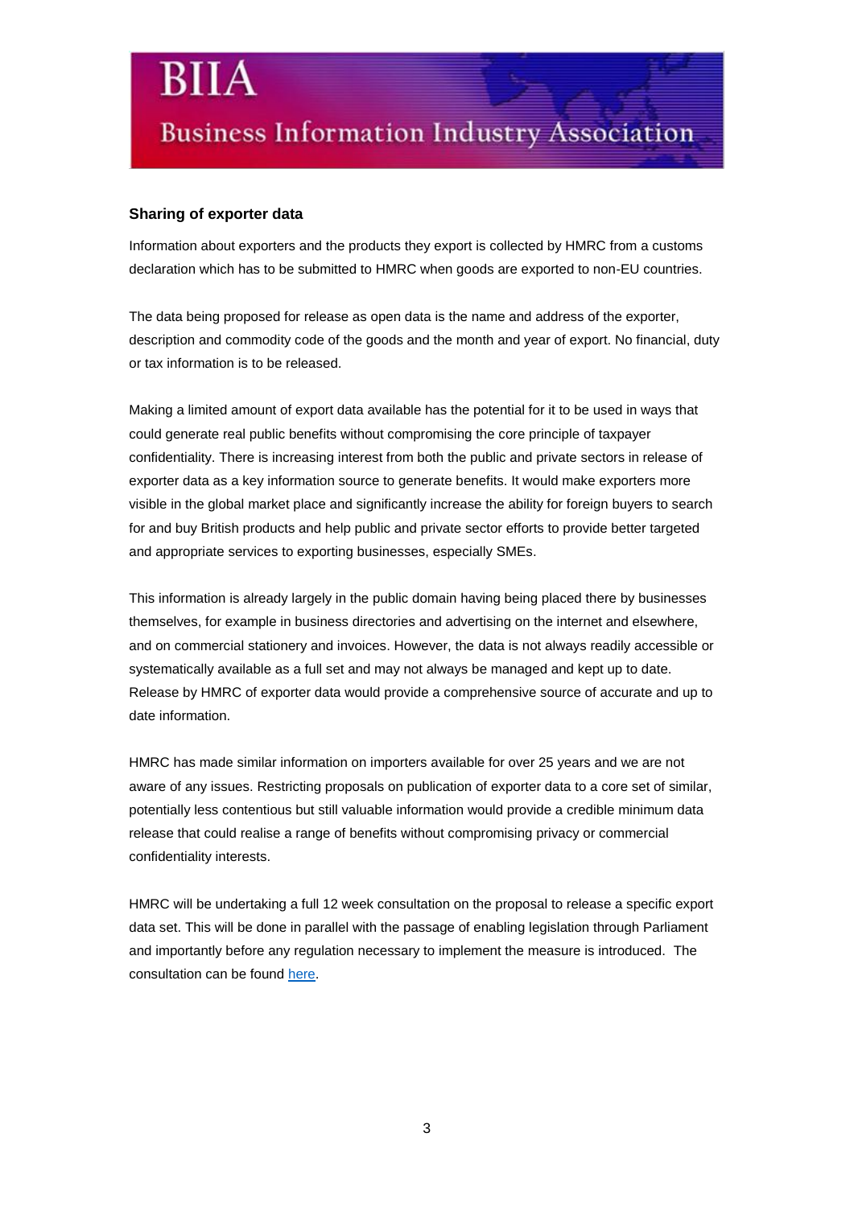## Sharing of exporter data

Information about exporters and the products they export is collected by HMRC from a customs declaration which has to be submitted to HMRC when goods are exported to non-EU countries.

The data being proposed for release as open data is the name and address of the exporter, description and commodity code of the goods and the month and year of export. No financial, duty or tax information is to be released.

Making a limited amount of export data available has the potential for it to be used in ways that could generate real public benefits without compromising the core principle of taxpayer confidentiality. There is increasing interest from both the public and private sectors in release of exporter data as a key information source to generate benefits. It would make exporters more visible in the global market place and significantly increase the ability for foreign buyers to search for and buy British products and help public and private sector efforts to provide better targeted and appropriate services to exporting businesses, especially SMEs.

This information is already largely in the public domain having being placed there by businesses themselves, for example in business directories and advertising on the internet and elsewhere, and on commercial stationery and invoices. However, the data is not always readily accessible or systematically available as a full set and may not always be managed and kept up to date. Release by HMRC of exporter data would provide a comprehensive source of accurate and up to date information.

HMRC has made similar information on importers available for over 25 years and we are not aware of any issues. Restricting proposals on publication of exporter data to a core set of similar, potentially less contentious but still valuable information would provide a credible minimum data release that could realise a range of benefits without compromising privacy or commercial confidentiality interests.

HMRC will be undertaking a full 12 week consultation on the proposal to release a specific export data set. This will be done in parallel with the passage of enabling legislation through Parliament and importantly before any regulation necessary to implement the measure is introduced. The consultation can be found here.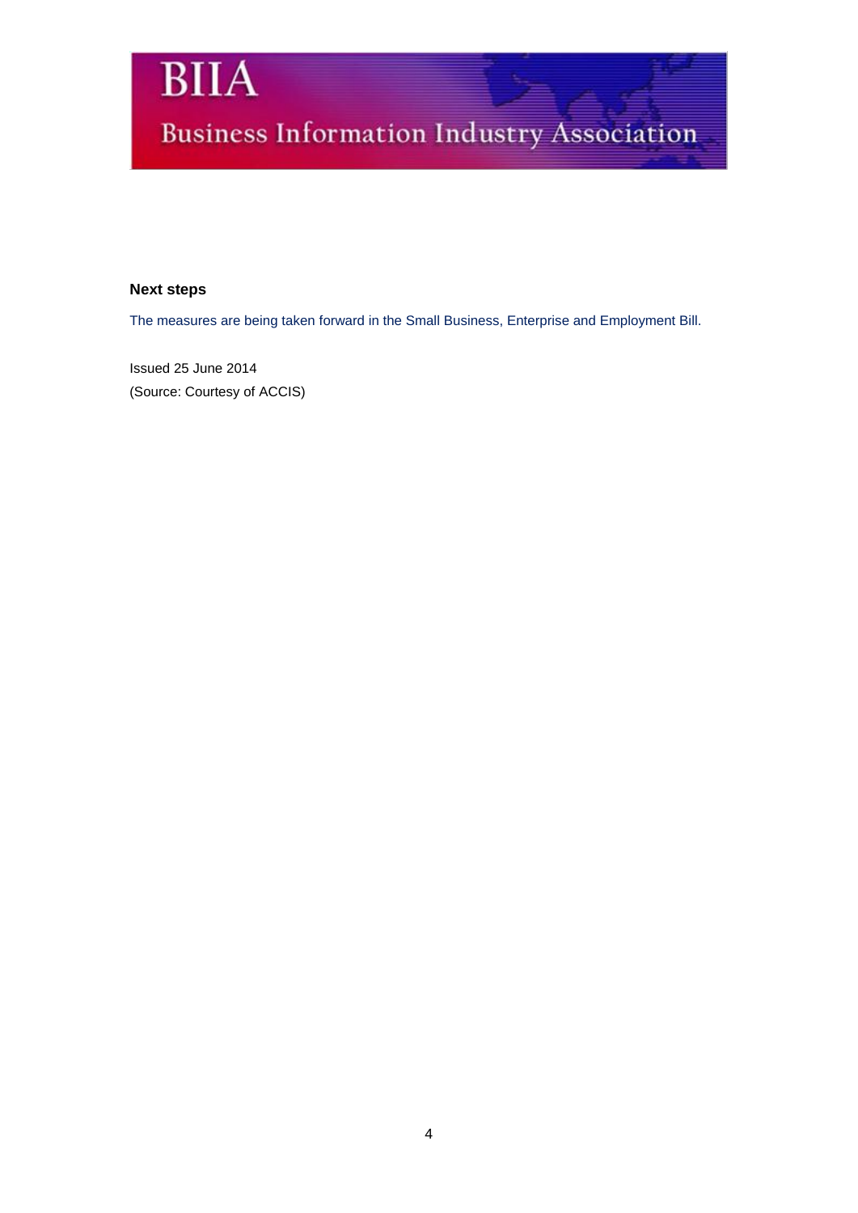**Next steps**

The measures are being taken forward in the Small Business, Enterprise and Employment Bill.

Issued 25 June 2014
(Source: Courtesy of ACCIS)